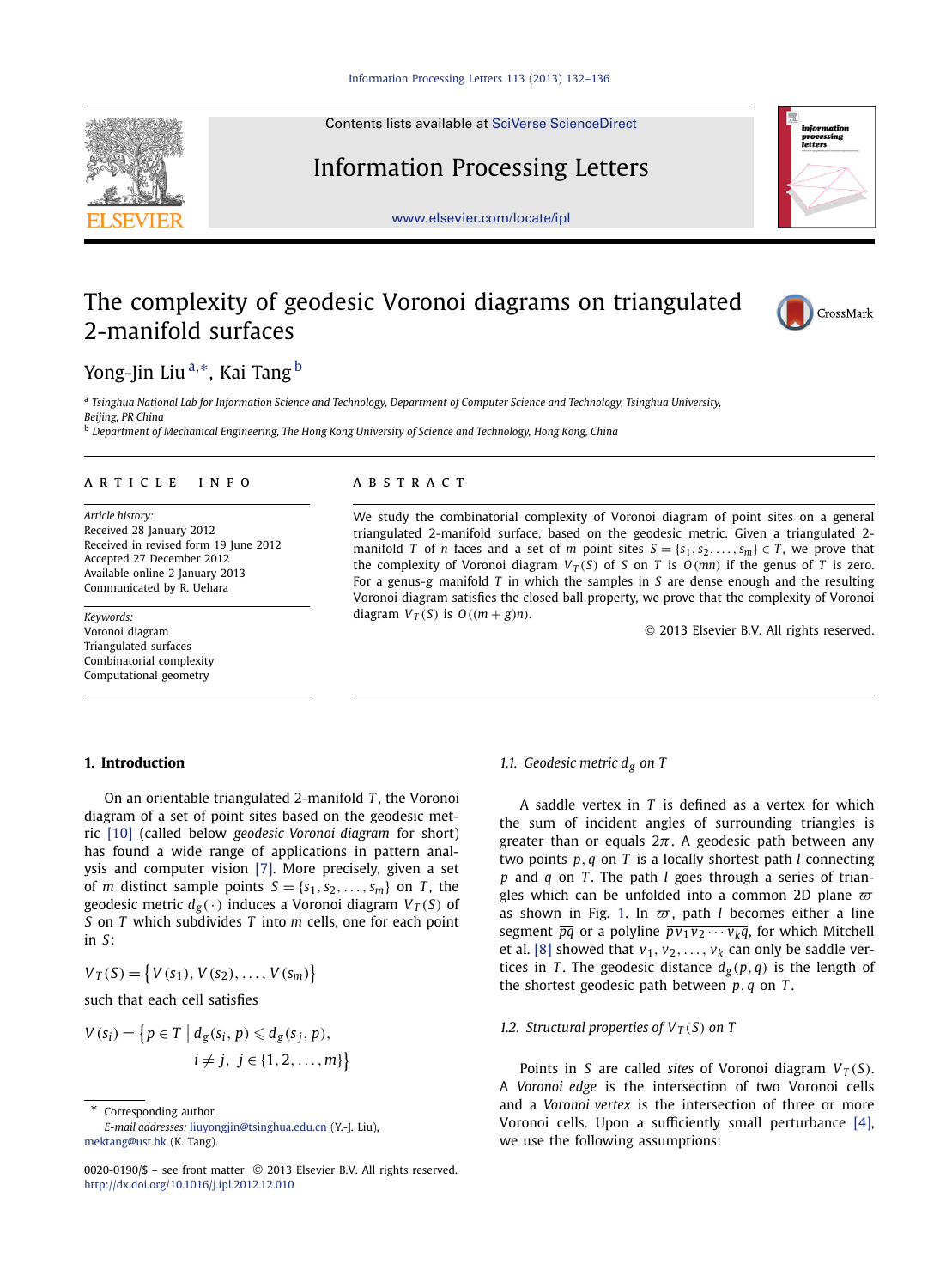# The complexity of geodesic Voronoi diagrams on triangulated 2-manifold surfaces

Yong-Jin Liu [a,*], Kai Tang [b]

[a] Tsinghua National Lab for Information Science and Technology, Department of Computer Science and Technology, Tsinghua University, Beijing, PR China

[b] Department of Mechanical Engineering, The Hong Kong University of Science and Technology, Hong Kong, China

## ARTICLE INFO

*Article history:*
Received 28 January 2012
Received in revised form 19 June 2012
Accepted 27 December 2012
Available online 2 January 2013
Communicated by R. Uehara

*Keywords:*
Voronoi diagram
Triangulated surfaces
Combinatorial complexity
Computational geometry

## ABSTRACT

We study the combinatorial complexity of Voronoi diagram of point sites on a general triangulated 2-manifold surface, based on the geodesic metric. Given a triangulated 2-manifold $T$ of $n$ faces and a set of $m$ point sites $S = \{s_1, s_2, \ldots, s_m\} \in T$, we prove that the complexity of Voronoi diagram $V_T(S)$ of $S$ on $T$ is $O(mn)$ if the genus of $T$ is zero. For a genus-$g$ manifold $T$ in which the samples in $S$ are dense enough and the resulting Voronoi diagram satisfies the closed ball property, we prove that the complexity of Voronoi diagram $V_T(S)$ is $O((m+g)n)$.

© 2013 Elsevier B.V. All rights reserved.

## 1. Introduction

On an orientable triangulated 2-manifold $T$, the Voronoi diagram of a set of point sites based on the geodesic metric [10] (called below *geodesic Voronoi diagram* for short) has found a wide range of applications in pattern analysis and computer vision [7]. More precisely, given a set of $m$ distinct sample points $S = \{s_1, s_2, \ldots, s_m\}$ on $T$, the geodesic metric $d_g(\cdot)$ induces a Voronoi diagram $V_T(S)$ of $S$ on $T$ which subdivides $T$ into $m$ cells, one for each point in $S$:

$$V_T(S) = \{V(s_1), V(s_2), \ldots, V(s_m)\}$$

such that each cell satisfies

$$V(s_i) = \{p \in T \mid d_g(s_i, p) \leqslant d_g(s_j, p), \\ i \neq j, \ j \in \{1, 2, \ldots, m\}\}$$

### 1.1. Geodesic metric $d_g$ on $T$

A saddle vertex in $T$ is defined as a vertex for which the sum of incident angles of surrounding triangles is greater than or equals $2\pi$. A geodesic path between any two points $p, q$ on $T$ is a locally shortest path $l$ connecting $p$ and $q$ on $T$. The path $l$ goes through a series of triangles which can be unfolded into a common 2D plane $\varpi$ as shown in Fig. 1. In $\varpi$, path $l$ becomes either a line segment $\overline{pq}$ or a polyline $\overline{p v_1 v_2 \cdots v_k q}$, for which Mitchell et al. [8] showed that $v_1, v_2, \ldots, v_k$ can only be saddle vertices in $T$. The geodesic distance $d_g(p, q)$ is the length of the shortest geodesic path between $p, q$ on $T$.

### 1.2. Structural properties of $V_T(S)$ on $T$

Points in $S$ are called *sites* of Voronoi diagram $V_T(S)$. A *Voronoi edge* is the intersection of two Voronoi cells and a *Voronoi vertex* is the intersection of three or more Voronoi cells. Upon a sufficiently small perturbance [4], we use the following assumptions:

---

* Corresponding author.
*E-mail addresses:* liuyongjin@tsinghua.edu.cn (Y.-J. Liu), mektang@ust.hk (K. Tang).

0020-0190/$ – see front matter © 2013 Elsevier B.V. All rights reserved.
http://dx.doi.org/10.1016/j.ipl.2012.12.010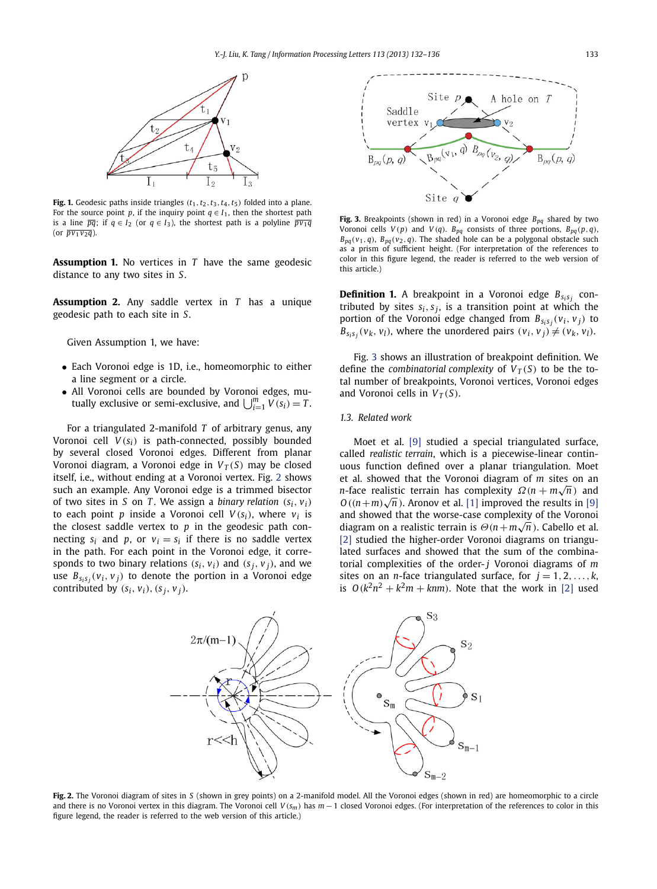Fig. 1. Geodesic paths inside triangles $(t_1, t_2, t_3, t_4, t_5)$ folded into a plane. For the source point $p$, if the inquiry point $q \in I_1$, then the shortest path is a line $\overline{pq}$; if $q \in I_2$ (or $q \in I_3$), the shortest path is a polyline $\overline{pv_1q}$ (or $\overline{pv_1v_2q}$).

**Assumption 1.** No vertices in $T$ have the same geodesic distance to any two sites in $S$.

**Assumption 2.** Any saddle vertex in $T$ has a unique geodesic path to each site in $S$.

Given Assumption 1, we have:

- Each Voronoi edge is 1D, i.e., homeomorphic to either a line segment or a circle.
- All Voronoi cells are bounded by Voronoi edges, mutually exclusive or semi-exclusive, and $\bigcup_{i=1}^{m} V(s_i) = T$.

For a triangulated 2-manifold $T$ of arbitrary genus, any Voronoi cell $V(s_i)$ is path-connected, possibly bounded by several closed Voronoi edges. Different from planar Voronoi diagram, a Voronoi edge in $V_T(S)$ may be closed itself, i.e., without ending at a Voronoi vertex. Fig. 2 shows such an example. Any Voronoi edge is a trimmed bisector of two sites in $S$ on $T$. We assign a *binary relation* $(s_i, v_i)$ to each point $p$ inside a Voronoi cell $V(s_i)$, where $v_i$ is the closest saddle vertex to $p$ in the geodesic path connecting $s_i$ and $p$, or $v_i = s_i$ if there is no saddle vertex in the path. For each point in the Voronoi edge, it corresponds to two binary relations $(s_i, v_i)$ and $(s_j, v_j)$, and we use $B_{s_is_j}(v_i, v_j)$ to denote the portion in a Voronoi edge contributed by $(s_i, v_i)$, $(s_j, v_j)$.

Fig. 3. Breakpoints (shown in red) in a Voronoi edge $B_{pq}$ shared by two Voronoi cells $V(p)$ and $V(q)$. $B_{pq}$ consists of three portions, $B_{pq}(p, q)$, $B_{pq}(v_1, q)$, $B_{pq}(v_2, q)$. The shaded hole can be a polygonal obstacle such as a prism of sufficient height. (For interpretation of the references to color in this figure legend, the reader is referred to the web version of this article.)

**Definition 1.** A breakpoint in a Voronoi edge $B_{s_is_j}$ contributed by sites $s_i, s_j$, is a transition point at which the portion of the Voronoi edge changed from $B_{s_is_j}(v_i, v_j)$ to $B_{s_is_j}(v_k, v_l)$, where the unordered pairs $(v_i, v_j) \neq (v_k, v_l)$.

Fig. 3 shows an illustration of breakpoint definition. We define the *combinatorial complexity* of $V_T(S)$ to be the total number of breakpoints, Voronoi vertices, Voronoi edges and Voronoi cells in $V_T(S)$.

### 1.3. Related work

Moet et al. [9] studied a special triangulated surface, called *realistic terrain*, which is a piecewise-linear continuous function defined over a planar triangulation. Moet et al. showed that the Voronoi diagram of $m$ sites on an $n$-face realistic terrain has complexity $\Omega(n + m\sqrt{n})$ and $O((n+m)\sqrt{n})$. Aronov et al. [1] improved the results in [9] and showed that the worse-case complexity of the Voronoi diagram on a realistic terrain is $\Theta(n+m\sqrt{n})$. Cabello et al. [2] studied the higher-order Voronoi diagrams on triangulated surfaces and showed that the sum of the combinatorial complexities of the order-$j$ Voronoi diagrams of $m$ sites on an $n$-face triangulated surface, for $j = 1, 2, \ldots, k$, is $O(k^2n^2 + k^2m + knm)$. Note that the work in [2] used

Fig. 2. The Voronoi diagram of sites in $S$ (shown in grey points) on a 2-manifold model. All the Voronoi edges (shown in red) are homeomorphic to a circle and there is no Voronoi vertex in this diagram. The Voronoi cell $V(s_m)$ has $m - 1$ closed Voronoi edges. (For interpretation of the references to color in this figure legend, the reader is referred to the web version of this article.)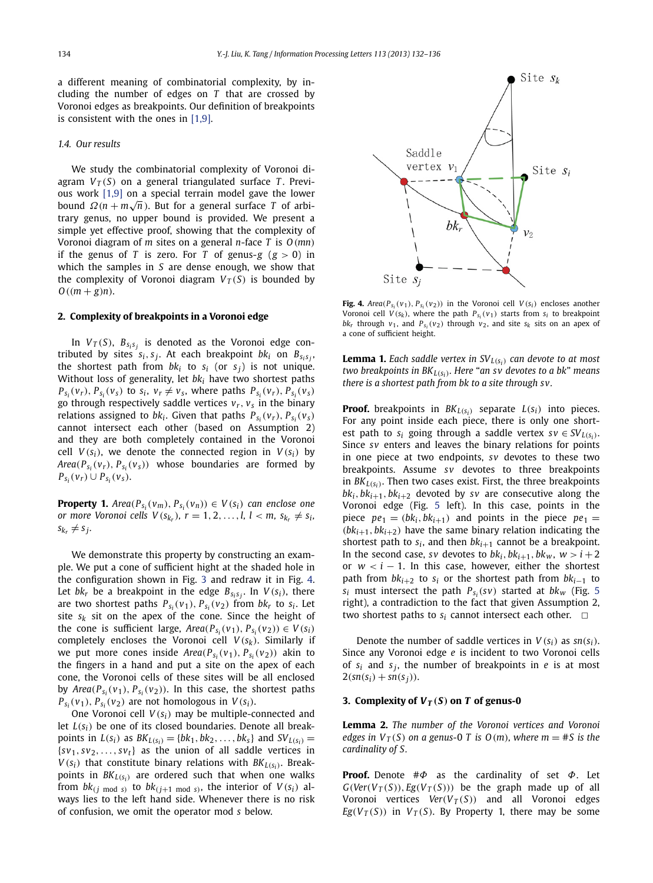a different meaning of combinatorial complexity, by including the number of edges on $T$ that are crossed by Voronoi edges as breakpoints. Our definition of breakpoints is consistent with the ones in [1,9].

### 1.4. Our results

We study the combinatorial complexity of Voronoi diagram $V_T(S)$ on a general triangulated surface $T$. Previous work [1,9] on a special terrain model gave the lower bound $\Omega(n + m\sqrt{n})$. But for a general surface $T$ of arbitrary genus, no upper bound is provided. We present a simple yet effective proof, showing that the complexity of Voronoi diagram of $m$ sites on a general $n$-face $T$ is $O(mn)$ if the genus of $T$ is zero. For $T$ of genus-$g$ ($g > 0$) in which the samples in $S$ are dense enough, we show that the complexity of Voronoi diagram $V_T(S)$ is bounded by $O((m + g)n)$.

## 2. Complexity of breakpoints in a Voronoi edge

In $V_T(S)$, $B_{s_i s_j}$ is denoted as the Voronoi edge contributed by sites $s_i, s_j$. At each breakpoint $bk_i$ on $B_{s_i s_j}$, the shortest path from $bk_i$ to $s_i$ (or $s_j$) is not unique. Without loss of generality, let $bk_i$ have two shortest paths $P_{s_i}(v_r), P_{s_i}(v_s)$ to $s_i$, $v_r \neq v_s$, where paths $P_{s_i}(v_r), P_{s_i}(v_s)$ go through respectively saddle vertices $v_r, v_s$ in the binary relations assigned to $bk_i$. Given that paths $P_{s_i}(v_r), P_{s_i}(v_s)$ cannot intersect each other (based on Assumption 2) and they are both completely contained in the Voronoi cell $V(s_i)$, we denote the connected region in $V(s_i)$ by $Area(P_{s_i}(v_r), P_{s_i}(v_s))$ whose boundaries are formed by $P_{s_i}(v_r) \cup P_{s_i}(v_s)$.

**Property 1.** *$Area(P_{s_i}(v_m), P_{s_i}(v_n)) \in V(s_i)$ can enclose one or more Voronoi cells $V(s_{k_r})$, $r = 1, 2, \ldots, l$, $l < m$, $s_{k_r} \neq s_i$, $s_{k_r} \neq s_j$.*

We demonstrate this property by constructing an example. We put a cone of sufficient hight at the shaded hole in the configuration shown in Fig. 3 and redraw it in Fig. 4. Let $bk_r$ be a breakpoint in the edge $B_{s_i s_j}$. In $V(s_i)$, there are two shortest paths $P_{s_i}(v_1), P_{s_i}(v_2)$ from $bk_r$ to $s_i$. Let site $s_k$ sit on the apex of the cone. Since the height of the cone is sufficient large, $Area(P_{s_i}(v_1), P_{s_i}(v_2)) \in V(s_i)$ completely encloses the Voronoi cell $V(s_k)$. Similarly if we put more cones inside $Area(P_{s_i}(v_1), P_{s_i}(v_2))$ akin to the fingers in a hand and put a site on the apex of each cone, the Voronoi cells of these sites will be all enclosed by $Area(P_{s_i}(v_1), P_{s_i}(v_2))$. In this case, the shortest paths $P_{s_i}(v_1), P_{s_i}(v_2)$ are not homologous in $V(s_i)$.

One Voronoi cell $V(s_i)$ may be multiple-connected and let $L(s_i)$ be one of its closed boundaries. Denote all breakpoints in $L(s_i)$ as $BK_{L(s_i)} = \{bk_1, bk_2, \ldots, bk_s\}$ and $SV_{L(s_i)} = \{sv_1, sv_2, \ldots, sv_t\}$ as the union of all saddle vertices in $V(s_i)$ that constitute binary relations with $BK_{L(s_i)}$. Breakpoints in $BK_{L(s_i)}$ are ordered such that when one walks from $bk_{(j \bmod s)}$ to $bk_{(j+1 \bmod s)}$, the interior of $V(s_i)$ always lies to the left hand side. Whenever there is no risk of confusion, we omit the operator mod $s$ below.

**Fig. 4.** $Area(P_{s_i}(v_1), P_{s_i}(v_2))$ in the Voronoi cell $V(s_i)$ encloses another Voronoi cell $V(s_k)$, where the path $P_{s_i}(v_1)$ starts from $s_i$ to breakpoint $bk_r$ through $v_1$, and $P_{s_i}(v_2)$ through $v_2$, and site $s_k$ sits on an apex of a cone of sufficient height.

**Lemma 1.** *Each saddle vertex in $SV_{L(s_i)}$ can devote to at most two breakpoints in $BK_{L(s_i)}$. Here "an sv devotes to a bk" means there is a shortest path from bk to a site through sv.*

**Proof.** breakpoints in $BK_{L(s_i)}$ separate $L(s_i)$ into pieces. For any point inside each piece, there is only one shortest path to $s_i$ going through a saddle vertex $sv \in SV_{L(s_i)}$. Since $sv$ enters and leaves the binary relations for points in one piece at two endpoints, $sv$ devotes to these two breakpoints. Assume $sv$ devotes to three breakpoints in $BK_{L(s_i)}$. Then two cases exist. First, the three breakpoints $bk_i, bk_{i+1}, bk_{i+2}$ devoted by $sv$ are consecutive along the Voronoi edge (Fig. 5 left). In this case, points in the piece $pe_1 = (bk_i, bk_{i+1})$ and points in the piece $pe_1 = (bk_{i+1}, bk_{i+2})$ have the same binary relation indicating the shortest path to $s_i$, and then $bk_{i+1}$ cannot be a breakpoint. In the second case, $sv$ devotes to $bk_i, bk_{i+1}, bk_w$, $w > i + 2$ or $w < i - 1$. In this case, however, either the shortest path from $bk_{i+2}$ to $s_i$ or the shortest path from $bk_{i-1}$ to $s_i$ must intersect the path $P_{s_i}(sv)$ started at $bk_w$ (Fig. 5 right), a contradiction to the fact that given Assumption 2, two shortest paths to $s_i$ cannot intersect each other. $\square$

Denote the number of saddle vertices in $V(s_i)$ as $sn(s_i)$. Since any Voronoi edge $e$ is incident to two Voronoi cells of $s_i$ and $s_j$, the number of breakpoints in $e$ is at most $2(sn(s_i) + sn(s_j))$.

## 3. Complexity of $V_T(S)$ on $T$ of genus-0

**Lemma 2.** *The number of the Voronoi vertices and Voronoi edges in $V_T(S)$ on a genus-0 $T$ is $O(m)$, where $m = \#S$ is the cardinality of $S$.*

**Proof.** Denote $\#\Phi$ as the cardinality of set $\Phi$. Let $G(Ver(V_T(S)), Eg(V_T(S)))$ be the graph made up of all Voronoi vertices $Ver(V_T(S))$ and all Voronoi edges $Eg(V_T(S))$ in $V_T(S)$. By Property 1, there may be some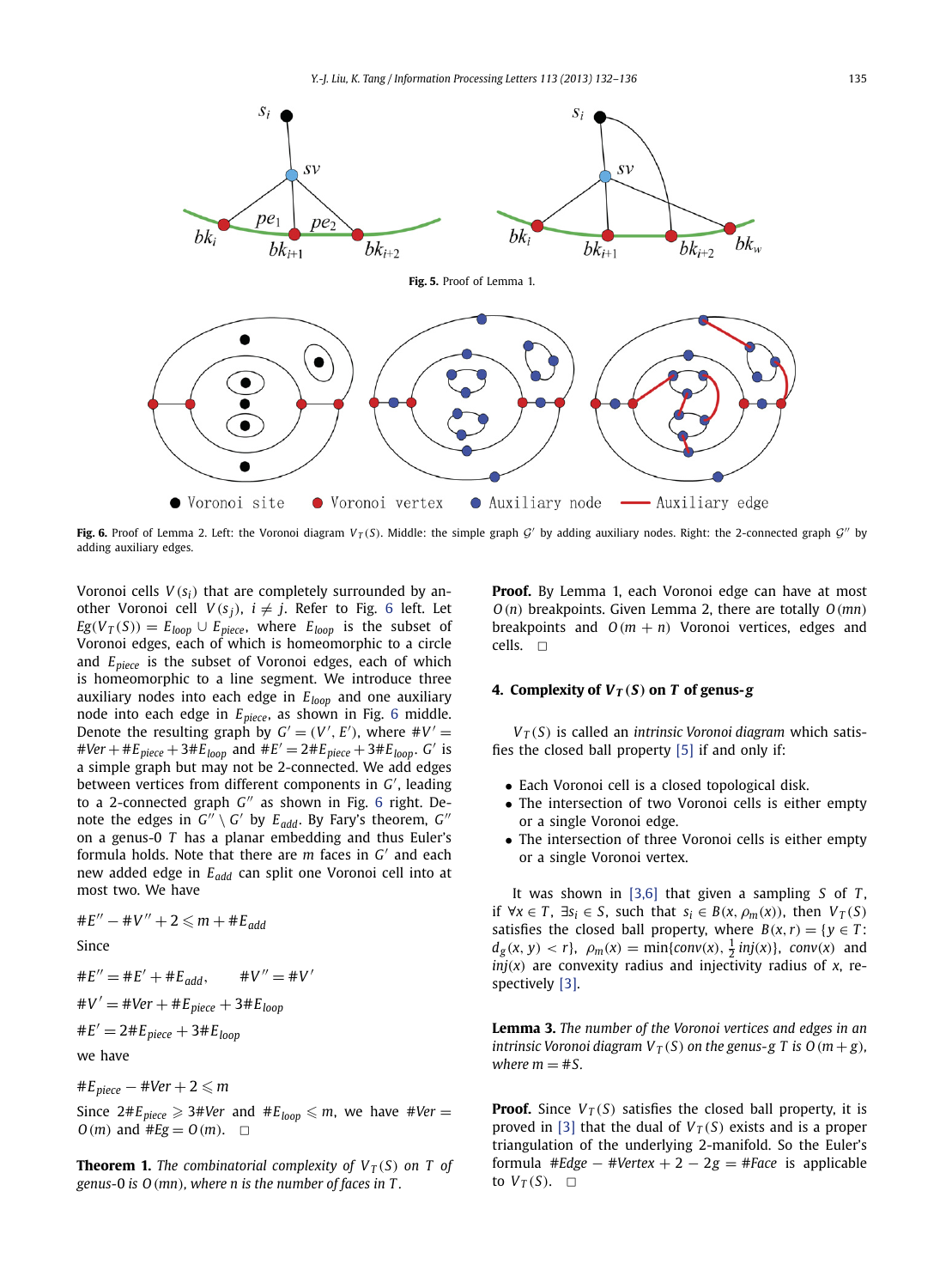Fig. 5. Proof of Lemma 1.

Fig. 6. Proof of Lemma 2. Left: the Voronoi diagram $V_T(S)$. Middle: the simple graph $\mathcal{G}'$ by adding auxiliary nodes. Right: the 2-connected graph $\mathcal{G}''$ by adding auxiliary edges.

Voronoi cells $V(s_i)$ that are completely surrounded by another Voronoi cell $V(s_j)$, $i \neq j$. Refer to Fig. 6 left. Let $Eg(V_T(S)) = E_{loop} \cup E_{piece}$, where $E_{loop}$ is the subset of Voronoi edges, each of which is homeomorphic to a circle and $E_{piece}$ is the subset of Voronoi edges, each of which is homeomorphic to a line segment. We introduce three auxiliary nodes into each edge in $E_{loop}$ and one auxiliary node into each edge in $E_{piece}$, as shown in Fig. 6 middle. Denote the resulting graph by $G' = (V', E')$, where $\#V' = \#Ver + \#E_{piece} + 3\#E_{loop}$ and $\#E' = 2\#E_{piece} + 3\#E_{loop}$. $G'$ is a simple graph but may not be 2-connected. We add edges between vertices from different components in $G'$, leading to a 2-connected graph $G''$ as shown in Fig. 6 right. Denote the edges in $G'' \setminus G'$ by $E_{add}$. By Fary's theorem, $G''$ on a genus-0 $T$ has a planar embedding and thus Euler's formula holds. Note that there are $m$ faces in $G'$ and each new added edge in $E_{add}$ can split one Voronoi cell into at most two. We have

$$\#E'' - \#V'' + 2 \leqslant m + \#E_{add}$$

Since

$$\#E'' = \#E' + \#E_{add}, \qquad \#V'' = \#V'$$

$$\#V' = \#Ver + \#E_{piece} + 3\#E_{loop}$$

$$\#E' = 2\#E_{piece} + 3\#E_{loop}$$

we have

$$\#E_{piece} - \#Ver + 2 \leqslant m$$

Since $2\#E_{piece} \geqslant 3\#Ver$ and $\#E_{loop} \leqslant m$, we have $\#Ver = O(m)$ and $\#Eg = O(m)$. $\square$

**Theorem 1.** *The combinatorial complexity of $V_T(S)$ on $T$ of genus-0 is $O(mn)$, where $n$ is the number of faces in $T$.*

**Proof.** By Lemma 1, each Voronoi edge can have at most $O(n)$ breakpoints. Given Lemma 2, there are totally $O(mn)$ breakpoints and $O(m+n)$ Voronoi vertices, edges and cells. $\square$

## 4. Complexity of $V_T(S)$ on $T$ of genus-$g$

$V_T(S)$ is called an *intrinsic Voronoi diagram* which satisfies the closed ball property [5] if and only if:

- Each Voronoi cell is a closed topological disk.
- The intersection of two Voronoi cells is either empty or a single Voronoi edge.
- The intersection of three Voronoi cells is either empty or a single Voronoi vertex.

It was shown in [3,6] that given a sampling $S$ of $T$, if $\forall x \in T$, $\exists s_i \in S$, such that $s_i \in B(x, \rho_m(x))$, then $V_T(S)$ satisfies the closed ball property, where $B(x,r) = \{y \in T\colon d_g(x,y) < r\}$, $\rho_m(x) = \min\{conv(x), \frac{1}{2}inj(x)\}$, $conv(x)$ and $inj(x)$ are convexity radius and injectivity radius of $x$, respectively [3].

**Lemma 3.** *The number of the Voronoi vertices and edges in an intrinsic Voronoi diagram $V_T(S)$ on the genus-$g$ $T$ is $O(m+g)$, where $m = \#S$.*

**Proof.** Since $V_T(S)$ satisfies the closed ball property, it is proved in [3] that the dual of $V_T(S)$ exists and is a proper triangulation of the underlying 2-manifold. So the Euler's formula $\#Edge - \#Vertex + 2 - 2g = \#Face$ is applicable to $V_T(S)$. $\square$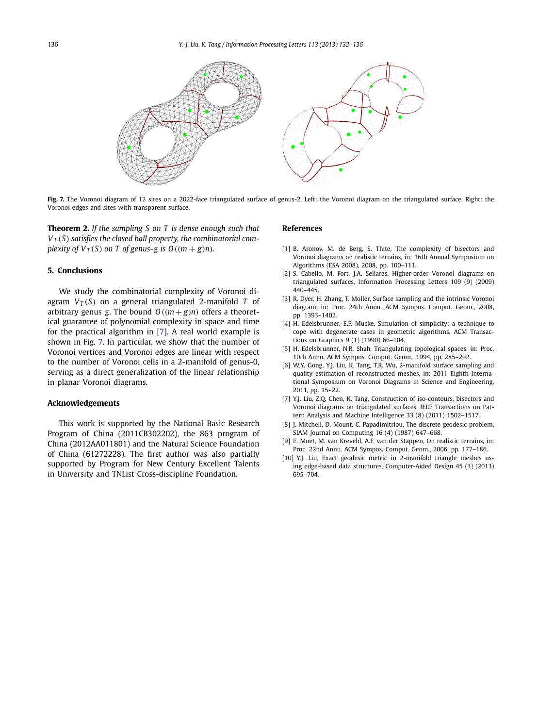Fig. 7. The Voronoi diagram of 12 sites on a 2022-face triangulated surface of genus-2. Left: the Voronoi diagram on the triangulated surface. Right: the Voronoi edges and sites with transparent surface.

**Theorem 2.** *If the sampling $S$ on $T$ is dense enough such that $V_T(S)$ satisfies the closed ball property, the combinatorial complexity of $V_T(S)$ on $T$ of genus-$g$ is $O((m+g)n)$.*

## 5. Conclusions

We study the combinatorial complexity of Voronoi diagram $V_T(S)$ on a general triangulated 2-manifold $T$ of arbitrary genus $g$. The bound $O((m+g)n)$ offers a theoretical guarantee of polynomial complexity in space and time for the practical algorithm in [7]. A real world example is shown in Fig. 7. In particular, we show that the number of Voronoi vertices and Voronoi edges are linear with respect to the number of Voronoi cells in a 2-manifold of genus-0, serving as a direct generalization of the linear relationship in planar Voronoi diagrams.

## Acknowledgements

This work is supported by the National Basic Research Program of China (2011CB302202), the 863 program of China (2012AA011801) and the Natural Science Foundation of China (61272228). The first author was also partially supported by Program for New Century Excellent Talents in University and TNList Cross-discipline Foundation.

## References

[1] B. Aronov, M. de Berg, S. Thite, The complexity of bisectors and Voronoi diagrams on realistic terrains, in: 16th Annual Symposium on Algorithms (ESA 2008), 2008, pp. 100–111.

[2] S. Cabello, M. Fort, J.A. Sellares, Higher-order Voronoi diagrams on triangulated surfaces, Information Processing Letters 109 (9) (2009) 440–445.

[3] R. Dyer, H. Zhang, T. Moller, Surface sampling and the intrinsic Voronoi diagram, in: Proc. 24th Annu. ACM Sympos. Comput. Geom., 2008, pp. 1393–1402.

[4] H. Edelsbrunner, E.P. Mucke, Simulation of simplicity: a technique to cope with degenerate cases in geometric algorithms, ACM Transactions on Graphics 9 (1) (1990) 66–104.

[5] H. Edelsbrunner, N.R. Shah, Triangulating topological spaces, in: Proc. 10th Annu. ACM Sympos. Comput. Geom., 1994, pp. 285–292.

[6] W.Y. Gong, Y.J. Liu, K. Tang, T.R. Wu, 2-manifold surface sampling and quality estimation of reconstructed meshes, in: 2011 Eighth International Symposium on Voronoi Diagrams in Science and Engineering, 2011, pp. 15–22.

[7] Y.J. Liu, Z.Q. Chen, K. Tang, Construction of iso-contours, bisectors and Voronoi diagrams on triangulated surfaces, IEEE Transactions on Pattern Analysis and Machine Intelligence 33 (8) (2011) 1502–1517.

[8] J. Mitchell, D. Mount, C. Papadimitriou, The discrete geodesic problem, SIAM Journal on Computing 16 (4) (1987) 647–668.

[9] E. Moet, M. van Kreveld, A.F. van der Stappen, On realistic terrains, in: Proc. 22nd Annu. ACM Sympos. Comput. Geom., 2006, pp. 177–186.

[10] Y.J. Liu, Exact geodesic metric in 2-manifold triangle meshes using edge-based data structures, Computer-Aided Design 45 (3) (2013) 695–704.